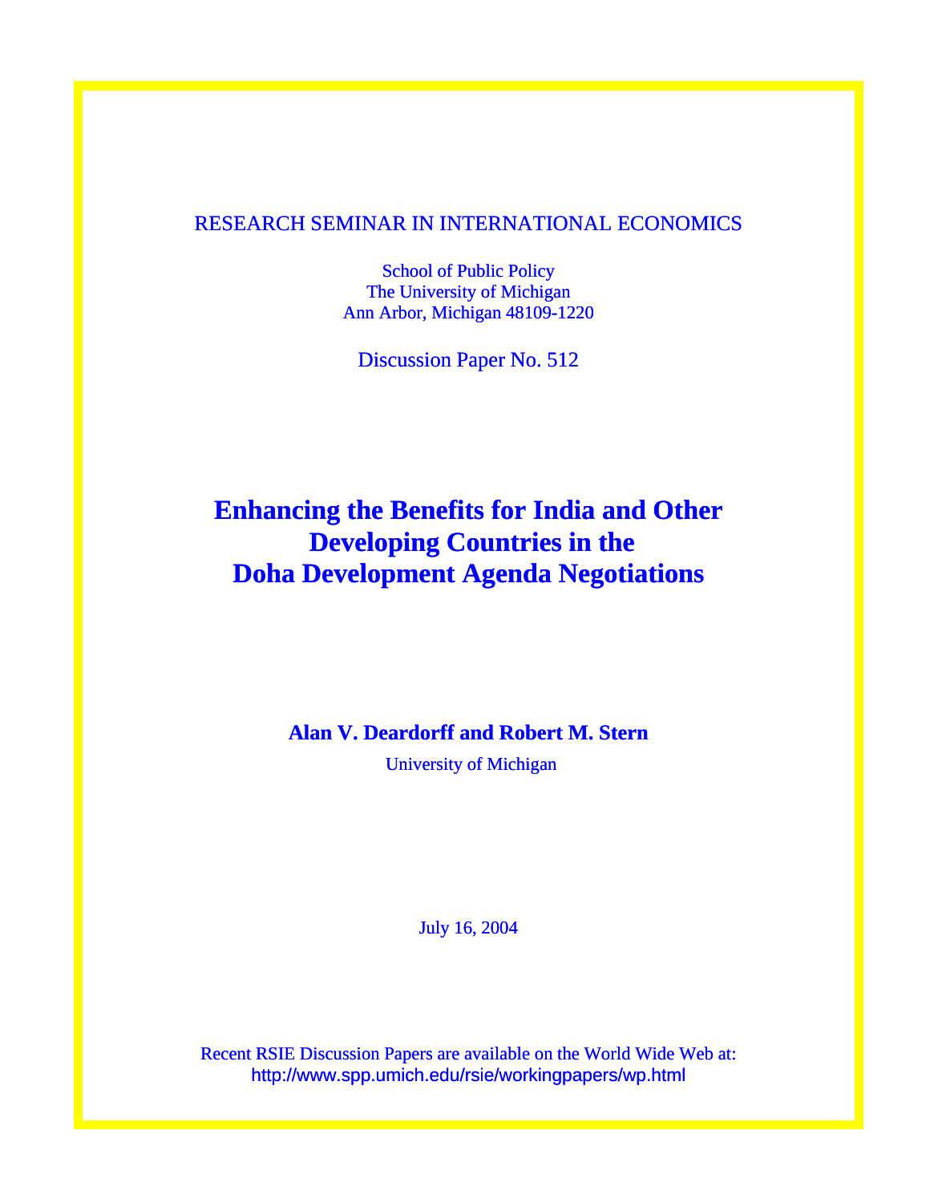RESEARCH SEMINAR IN INTERNATIONAL ECONOMICS

School of Public Policy
The University of Michigan
Ann Arbor, Michigan 48109-1220

Discussion Paper No. 512

# Enhancing the Benefits for India and Other Developing Countries in the Doha Development Agenda Negotiations

**Alan V. Deardorff and Robert M. Stern**

University of Michigan

July 16, 2004

Recent RSIE Discussion Papers are available on the World Wide Web at:
http://www.spp.umich.edu/rsie/workingpapers/wp.html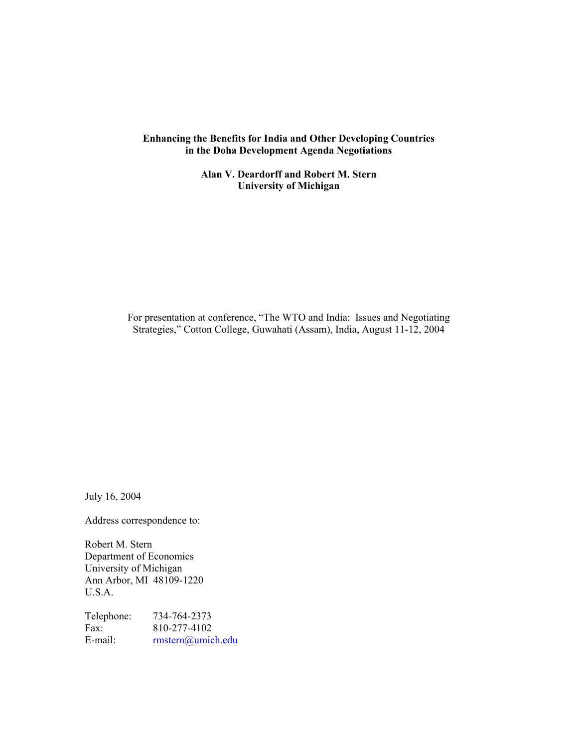**Enhancing the Benefits for India and Other Developing Countries in the Doha Development Agenda Negotiations**

**Alan V. Deardorff and Robert M. Stern**
**University of Michigan**

For presentation at conference, "The WTO and India: Issues and Negotiating Strategies," Cotton College, Guwahati (Assam), India, August 11-12, 2004

July 16, 2004

Address correspondence to:

Robert M. Stern
Department of Economics
University of Michigan
Ann Arbor, MI 48109-1220
U.S.A.

Telephone: 734-764-2373
Fax: 810-277-4102
E-mail: rmstern@umich.edu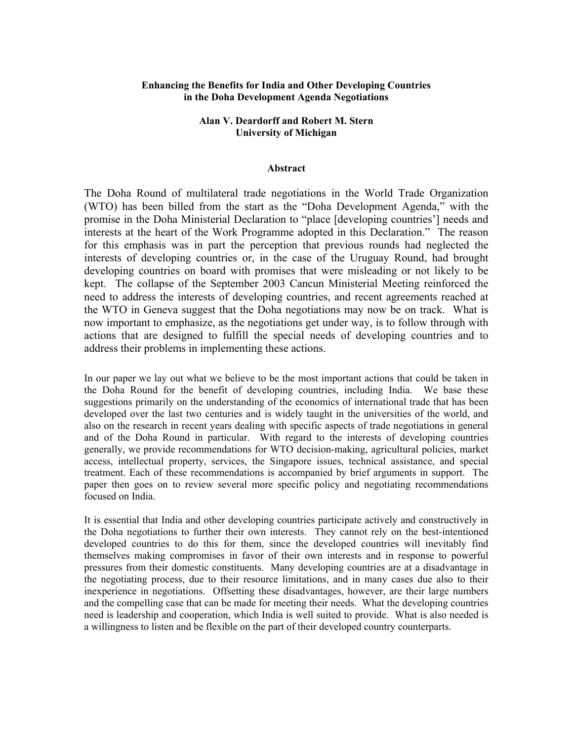**Enhancing the Benefits for India and Other Developing Countries in the Doha Development Agenda Negotiations**

**Alan V. Deardorff and Robert M. Stern**
**University of Michigan**

**Abstract**

The Doha Round of multilateral trade negotiations in the World Trade Organization (WTO) has been billed from the start as the "Doha Development Agenda," with the promise in the Doha Ministerial Declaration to "place [developing countries'] needs and interests at the heart of the Work Programme adopted in this Declaration." The reason for this emphasis was in part the perception that previous rounds had neglected the interests of developing countries or, in the case of the Uruguay Round, had brought developing countries on board with promises that were misleading or not likely to be kept. The collapse of the September 2003 Cancun Ministerial Meeting reinforced the need to address the interests of developing countries, and recent agreements reached at the WTO in Geneva suggest that the Doha negotiations may now be on track. What is now important to emphasize, as the negotiations get under way, is to follow through with actions that are designed to fulfill the special needs of developing countries and to address their problems in implementing these actions.

In our paper we lay out what we believe to be the most important actions that could be taken in the Doha Round for the benefit of developing countries, including India. We base these suggestions primarily on the understanding of the economics of international trade that has been developed over the last two centuries and is widely taught in the universities of the world, and also on the research in recent years dealing with specific aspects of trade negotiations in general and of the Doha Round in particular. With regard to the interests of developing countries generally, we provide recommendations for WTO decision-making, agricultural policies, market access, intellectual property, services, the Singapore issues, technical assistance, and special treatment. Each of these recommendations is accompanied by brief arguments in support. The paper then goes on to review several more specific policy and negotiating recommendations focused on India.

It is essential that India and other developing countries participate actively and constructively in the Doha negotiations to further their own interests. They cannot rely on the best-intentioned developed countries to do this for them, since the developed countries will inevitably find themselves making compromises in favor of their own interests and in response to powerful pressures from their domestic constituents. Many developing countries are at a disadvantage in the negotiating process, due to their resource limitations, and in many cases due also to their inexperience in negotiations. Offsetting these disadvantages, however, are their large numbers and the compelling case that can be made for meeting their needs. What the developing countries need is leadership and cooperation, which India is well suited to provide. What is also needed is a willingness to listen and be flexible on the part of their developed country counterparts.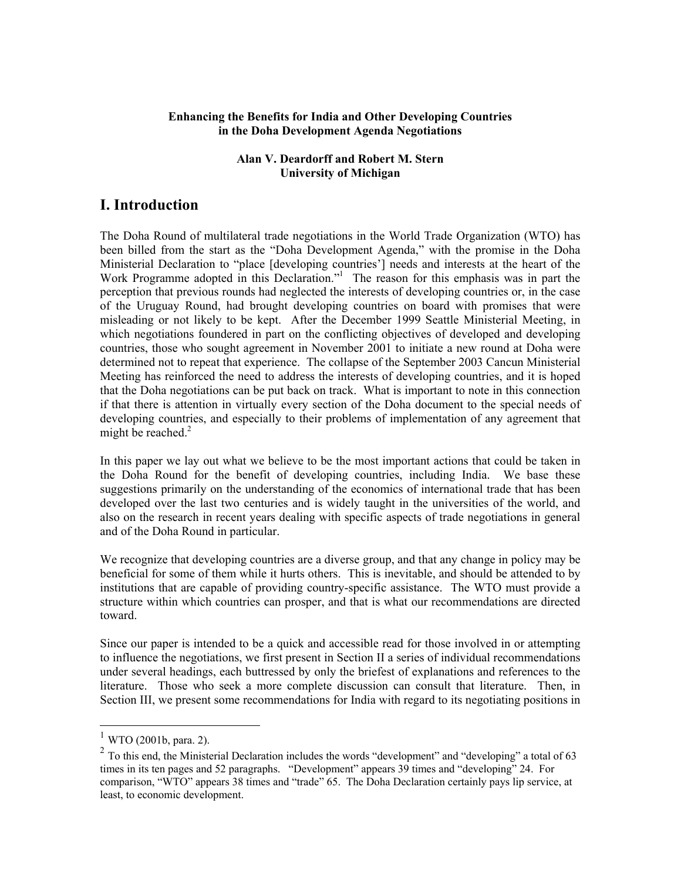**Enhancing the Benefits for India and Other Developing Countries in the Doha Development Agenda Negotiations**

**Alan V. Deardorff and Robert M. Stern**
**University of Michigan**

# I. Introduction

The Doha Round of multilateral trade negotiations in the World Trade Organization (WTO) has been billed from the start as the "Doha Development Agenda," with the promise in the Doha Ministerial Declaration to "place [developing countries'] needs and interests at the heart of the Work Programme adopted in this Declaration."[1] The reason for this emphasis was in part the perception that previous rounds had neglected the interests of developing countries or, in the case of the Uruguay Round, had brought developing countries on board with promises that were misleading or not likely to be kept. After the December 1999 Seattle Ministerial Meeting, in which negotiations foundered in part on the conflicting objectives of developed and developing countries, those who sought agreement in November 2001 to initiate a new round at Doha were determined not to repeat that experience. The collapse of the September 2003 Cancun Ministerial Meeting has reinforced the need to address the interests of developing countries, and it is hoped that the Doha negotiations can be put back on track. What is important to note in this connection if that there is attention in virtually every section of the Doha document to the special needs of developing countries, and especially to their problems of implementation of any agreement that might be reached.[2]

In this paper we lay out what we believe to be the most important actions that could be taken in the Doha Round for the benefit of developing countries, including India. We base these suggestions primarily on the understanding of the economics of international trade that has been developed over the last two centuries and is widely taught in the universities of the world, and also on the research in recent years dealing with specific aspects of trade negotiations in general and of the Doha Round in particular.

We recognize that developing countries are a diverse group, and that any change in policy may be beneficial for some of them while it hurts others. This is inevitable, and should be attended to by institutions that are capable of providing country-specific assistance. The WTO must provide a structure within which countries can prosper, and that is what our recommendations are directed toward.

Since our paper is intended to be a quick and accessible read for those involved in or attempting to influence the negotiations, we first present in Section II a series of individual recommendations under several headings, each buttressed by only the briefest of explanations and references to the literature. Those who seek a more complete discussion can consult that literature. Then, in Section III, we present some recommendations for India with regard to its negotiating positions in

---

[1] WTO (2001b, para. 2).

[2] To this end, the Ministerial Declaration includes the words "development" and "developing" a total of 63 times in its ten pages and 52 paragraphs. "Development" appears 39 times and "developing" 24. For comparison, "WTO" appears 38 times and "trade" 65. The Doha Declaration certainly pays lip service, at least, to economic development.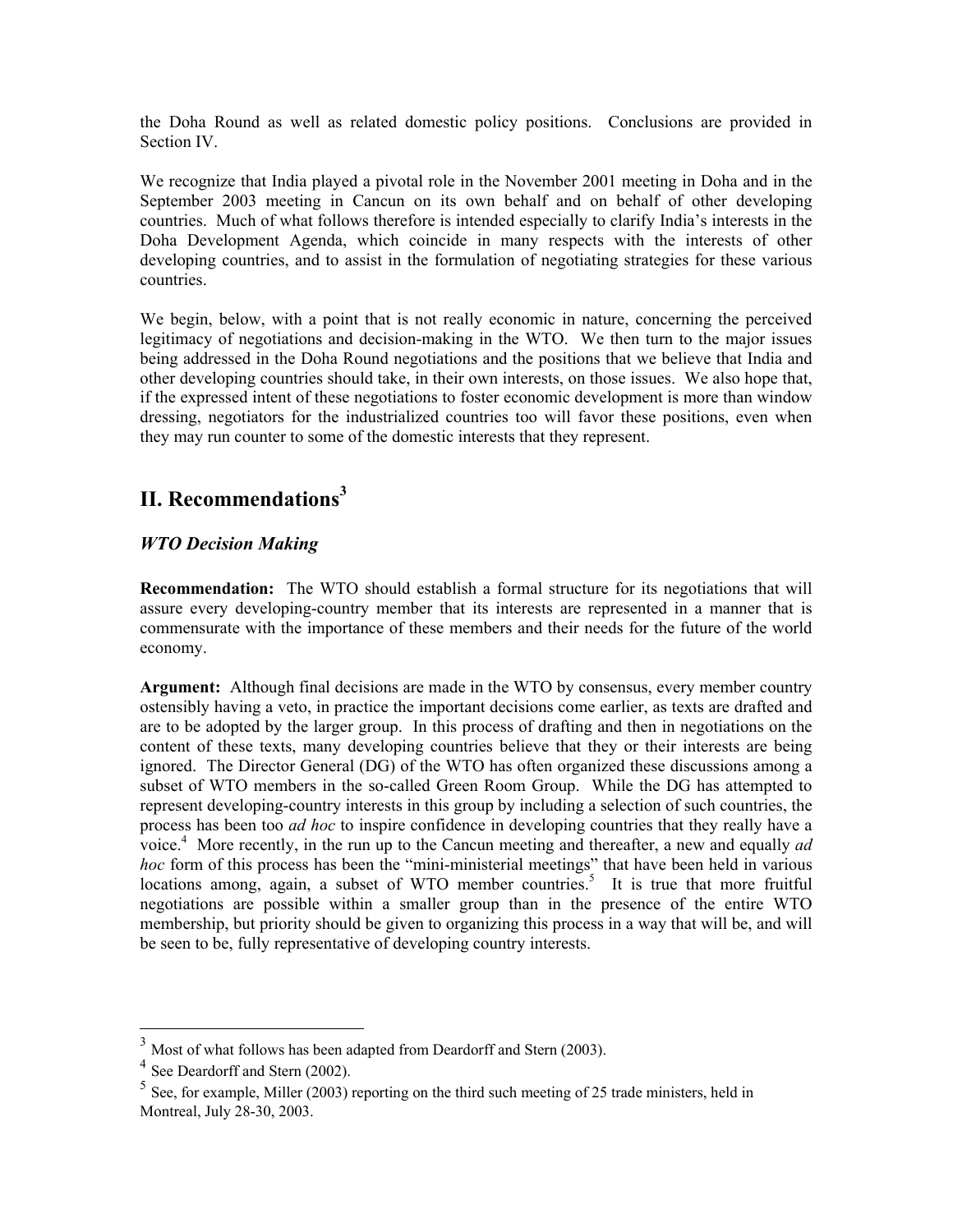the Doha Round as well as related domestic policy positions. Conclusions are provided in Section IV.

We recognize that India played a pivotal role in the November 2001 meeting in Doha and in the September 2003 meeting in Cancun on its own behalf and on behalf of other developing countries. Much of what follows therefore is intended especially to clarify India's interests in the Doha Development Agenda, which coincide in many respects with the interests of other developing countries, and to assist in the formulation of negotiating strategies for these various countries.

We begin, below, with a point that is not really economic in nature, concerning the perceived legitimacy of negotiations and decision-making in the WTO. We then turn to the major issues being addressed in the Doha Round negotiations and the positions that we believe that India and other developing countries should take, in their own interests, on those issues. We also hope that, if the expressed intent of these negotiations to foster economic development is more than window dressing, negotiators for the industrialized countries too will favor these positions, even when they may run counter to some of the domestic interests that they represent.

## II. Recommendations[3]

### *WTO Decision Making*

**Recommendation:** The WTO should establish a formal structure for its negotiations that will assure every developing-country member that its interests are represented in a manner that is commensurate with the importance of these members and their needs for the future of the world economy.

**Argument:** Although final decisions are made in the WTO by consensus, every member country ostensibly having a veto, in practice the important decisions come earlier, as texts are drafted and are to be adopted by the larger group. In this process of drafting and then in negotiations on the content of these texts, many developing countries believe that they or their interests are being ignored. The Director General (DG) of the WTO has often organized these discussions among a subset of WTO members in the so-called Green Room Group. While the DG has attempted to represent developing-country interests in this group by including a selection of such countries, the process has been too *ad hoc* to inspire confidence in developing countries that they really have a voice.[4] More recently, in the run up to the Cancun meeting and thereafter, a new and equally *ad hoc* form of this process has been the "mini-ministerial meetings" that have been held in various locations among, again, a subset of WTO member countries.[5] It is true that more fruitful negotiations are possible within a smaller group than in the presence of the entire WTO membership, but priority should be given to organizing this process in a way that will be, and will be seen to be, fully representative of developing country interests.

---

[3] Most of what follows has been adapted from Deardorff and Stern (2003).

[4] See Deardorff and Stern (2002).

[5] See, for example, Miller (2003) reporting on the third such meeting of 25 trade ministers, held in Montreal, July 28-30, 2003.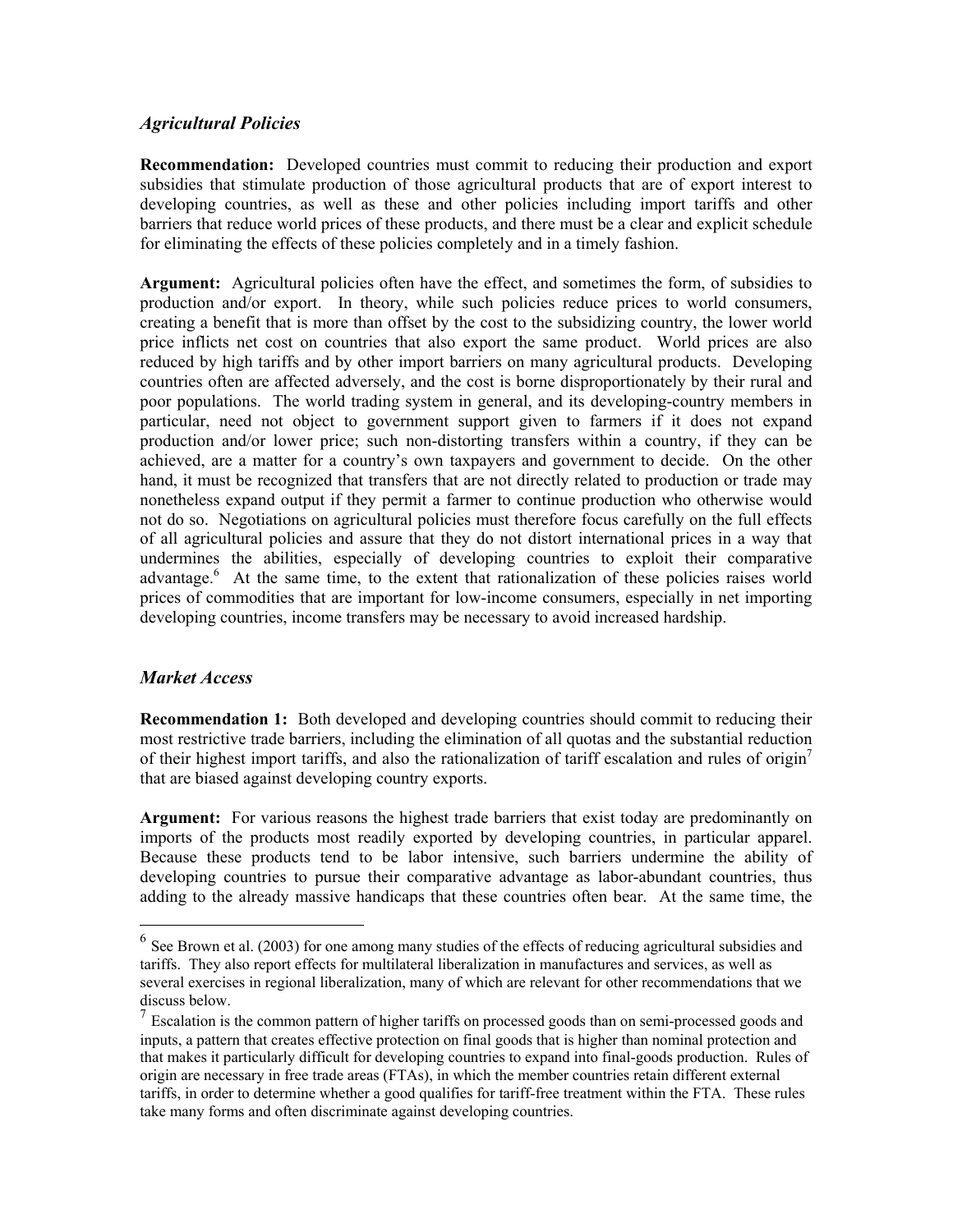### *Agricultural Policies*

**Recommendation:** Developed countries must commit to reducing their production and export subsidies that stimulate production of those agricultural products that are of export interest to developing countries, as well as these and other policies including import tariffs and other barriers that reduce world prices of these products, and there must be a clear and explicit schedule for eliminating the effects of these policies completely and in a timely fashion.

**Argument:** Agricultural policies often have the effect, and sometimes the form, of subsidies to production and/or export. In theory, while such policies reduce prices to world consumers, creating a benefit that is more than offset by the cost to the subsidizing country, the lower world price inflicts net cost on countries that also export the same product. World prices are also reduced by high tariffs and by other import barriers on many agricultural products. Developing countries often are affected adversely, and the cost is borne disproportionately by their rural and poor populations. The world trading system in general, and its developing-country members in particular, need not object to government support given to farmers if it does not expand production and/or lower price; such non-distorting transfers within a country, if they can be achieved, are a matter for a country's own taxpayers and government to decide. On the other hand, it must be recognized that transfers that are not directly related to production or trade may nonetheless expand output if they permit a farmer to continue production who otherwise would not do so. Negotiations on agricultural policies must therefore focus carefully on the full effects of all agricultural policies and assure that they do not distort international prices in a way that undermines the abilities, especially of developing countries to exploit their comparative advantage.[6] At the same time, to the extent that rationalization of these policies raises world prices of commodities that are important for low-income consumers, especially in net importing developing countries, income transfers may be necessary to avoid increased hardship.

### *Market Access*

**Recommendation 1:** Both developed and developing countries should commit to reducing their most restrictive trade barriers, including the elimination of all quotas and the substantial reduction of their highest import tariffs, and also the rationalization of tariff escalation and rules of origin[7] that are biased against developing country exports.

**Argument:** For various reasons the highest trade barriers that exist today are predominantly on imports of the products most readily exported by developing countries, in particular apparel. Because these products tend to be labor intensive, such barriers undermine the ability of developing countries to pursue their comparative advantage as labor-abundant countries, thus adding to the already massive handicaps that these countries often bear. At the same time, the

---

[6] See Brown et al. (2003) for one among many studies of the effects of reducing agricultural subsidies and tariffs. They also report effects for multilateral liberalization in manufactures and services, as well as several exercises in regional liberalization, many of which are relevant for other recommendations that we discuss below.

[7] Escalation is the common pattern of higher tariffs on processed goods than on semi-processed goods and inputs, a pattern that creates effective protection on final goods that is higher than nominal protection and that makes it particularly difficult for developing countries to expand into final-goods production. Rules of origin are necessary in free trade areas (FTAs), in which the member countries retain different external tariffs, in order to determine whether a good qualifies for tariff-free treatment within the FTA. These rules take many forms and often discriminate against developing countries.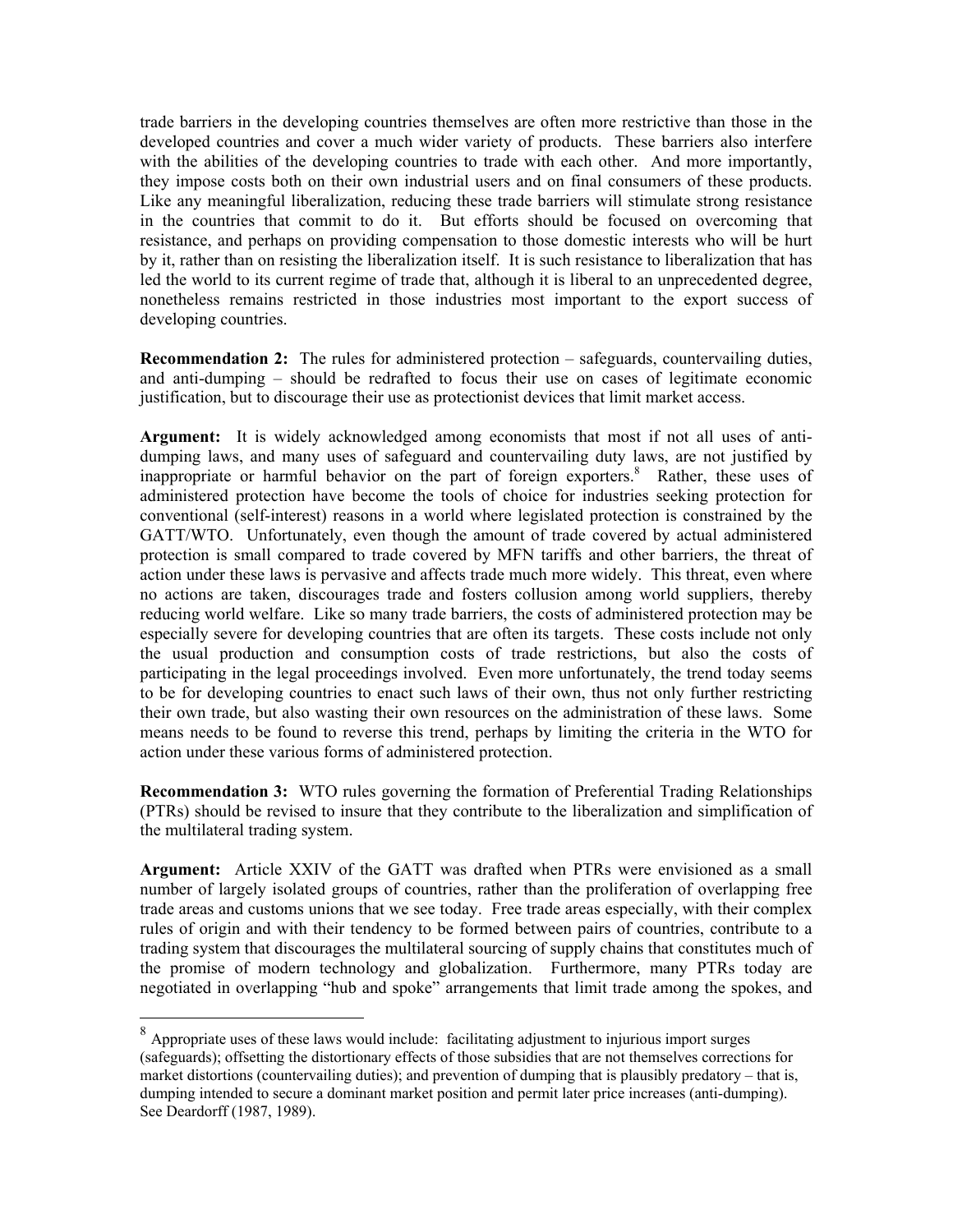trade barriers in the developing countries themselves are often more restrictive than those in the developed countries and cover a much wider variety of products. These barriers also interfere with the abilities of the developing countries to trade with each other. And more importantly, they impose costs both on their own industrial users and on final consumers of these products. Like any meaningful liberalization, reducing these trade barriers will stimulate strong resistance in the countries that commit to do it. But efforts should be focused on overcoming that resistance, and perhaps on providing compensation to those domestic interests who will be hurt by it, rather than on resisting the liberalization itself. It is such resistance to liberalization that has led the world to its current regime of trade that, although it is liberal to an unprecedented degree, nonetheless remains restricted in those industries most important to the export success of developing countries.

**Recommendation 2:** The rules for administered protection – safeguards, countervailing duties, and anti-dumping – should be redrafted to focus their use on cases of legitimate economic justification, but to discourage their use as protectionist devices that limit market access.

**Argument:** It is widely acknowledged among economists that most if not all uses of anti-dumping laws, and many uses of safeguard and countervailing duty laws, are not justified by inappropriate or harmful behavior on the part of foreign exporters.[8] Rather, these uses of administered protection have become the tools of choice for industries seeking protection for conventional (self-interest) reasons in a world where legislated protection is constrained by the GATT/WTO. Unfortunately, even though the amount of trade covered by actual administered protection is small compared to trade covered by MFN tariffs and other barriers, the threat of action under these laws is pervasive and affects trade much more widely. This threat, even where no actions are taken, discourages trade and fosters collusion among world suppliers, thereby reducing world welfare. Like so many trade barriers, the costs of administered protection may be especially severe for developing countries that are often its targets. These costs include not only the usual production and consumption costs of trade restrictions, but also the costs of participating in the legal proceedings involved. Even more unfortunately, the trend today seems to be for developing countries to enact such laws of their own, thus not only further restricting their own trade, but also wasting their own resources on the administration of these laws. Some means needs to be found to reverse this trend, perhaps by limiting the criteria in the WTO for action under these various forms of administered protection.

**Recommendation 3:** WTO rules governing the formation of Preferential Trading Relationships (PTRs) should be revised to insure that they contribute to the liberalization and simplification of the multilateral trading system.

**Argument:** Article XXIV of the GATT was drafted when PTRs were envisioned as a small number of largely isolated groups of countries, rather than the proliferation of overlapping free trade areas and customs unions that we see today. Free trade areas especially, with their complex rules of origin and with their tendency to be formed between pairs of countries, contribute to a trading system that discourages the multilateral sourcing of supply chains that constitutes much of the promise of modern technology and globalization. Furthermore, many PTRs today are negotiated in overlapping "hub and spoke" arrangements that limit trade among the spokes, and

[8] Appropriate uses of these laws would include: facilitating adjustment to injurious import surges (safeguards); offsetting the distortionary effects of those subsidies that are not themselves corrections for market distortions (countervailing duties); and prevention of dumping that is plausibly predatory – that is, dumping intended to secure a dominant market position and permit later price increases (anti-dumping). See Deardorff (1987, 1989).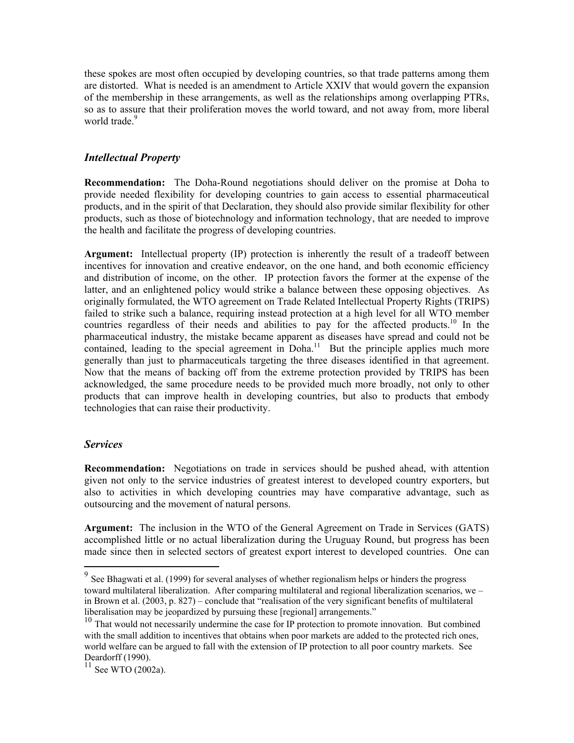these spokes are most often occupied by developing countries, so that trade patterns among them are distorted. What is needed is an amendment to Article XXIV that would govern the expansion of the membership in these arrangements, as well as the relationships among overlapping PTRs, so as to assure that their proliferation moves the world toward, and not away from, more liberal world trade.[9]

### *Intellectual Property*

**Recommendation:** The Doha-Round negotiations should deliver on the promise at Doha to provide needed flexibility for developing countries to gain access to essential pharmaceutical products, and in the spirit of that Declaration, they should also provide similar flexibility for other products, such as those of biotechnology and information technology, that are needed to improve the health and facilitate the progress of developing countries.

**Argument:** Intellectual property (IP) protection is inherently the result of a tradeoff between incentives for innovation and creative endeavor, on the one hand, and both economic efficiency and distribution of income, on the other. IP protection favors the former at the expense of the latter, and an enlightened policy would strike a balance between these opposing objectives. As originally formulated, the WTO agreement on Trade Related Intellectual Property Rights (TRIPS) failed to strike such a balance, requiring instead protection at a high level for all WTO member countries regardless of their needs and abilities to pay for the affected products.[10] In the pharmaceutical industry, the mistake became apparent as diseases have spread and could not be contained, leading to the special agreement in Doha.[11] But the principle applies much more generally than just to pharmaceuticals targeting the three diseases identified in that agreement. Now that the means of backing off from the extreme protection provided by TRIPS has been acknowledged, the same procedure needs to be provided much more broadly, not only to other products that can improve health in developing countries, but also to products that embody technologies that can raise their productivity.

### *Services*

**Recommendation:** Negotiations on trade in services should be pushed ahead, with attention given not only to the service industries of greatest interest to developed country exporters, but also to activities in which developing countries may have comparative advantage, such as outsourcing and the movement of natural persons.

**Argument:** The inclusion in the WTO of the General Agreement on Trade in Services (GATS) accomplished little or no actual liberalization during the Uruguay Round, but progress has been made since then in selected sectors of greatest export interest to developed countries. One can

---

[9] See Bhagwati et al. (1999) for several analyses of whether regionalism helps or hinders the progress toward multilateral liberalization. After comparing multilateral and regional liberalization scenarios, we – in Brown et al. (2003, p. 827) – conclude that "realisation of the very significant benefits of multilateral liberalisation may be jeopardized by pursuing these [regional] arrangements."

[10] That would not necessarily undermine the case for IP protection to promote innovation. But combined with the small addition to incentives that obtains when poor markets are added to the protected rich ones, world welfare can be argued to fall with the extension of IP protection to all poor country markets. See Deardorff (1990).

[11] See WTO (2002a).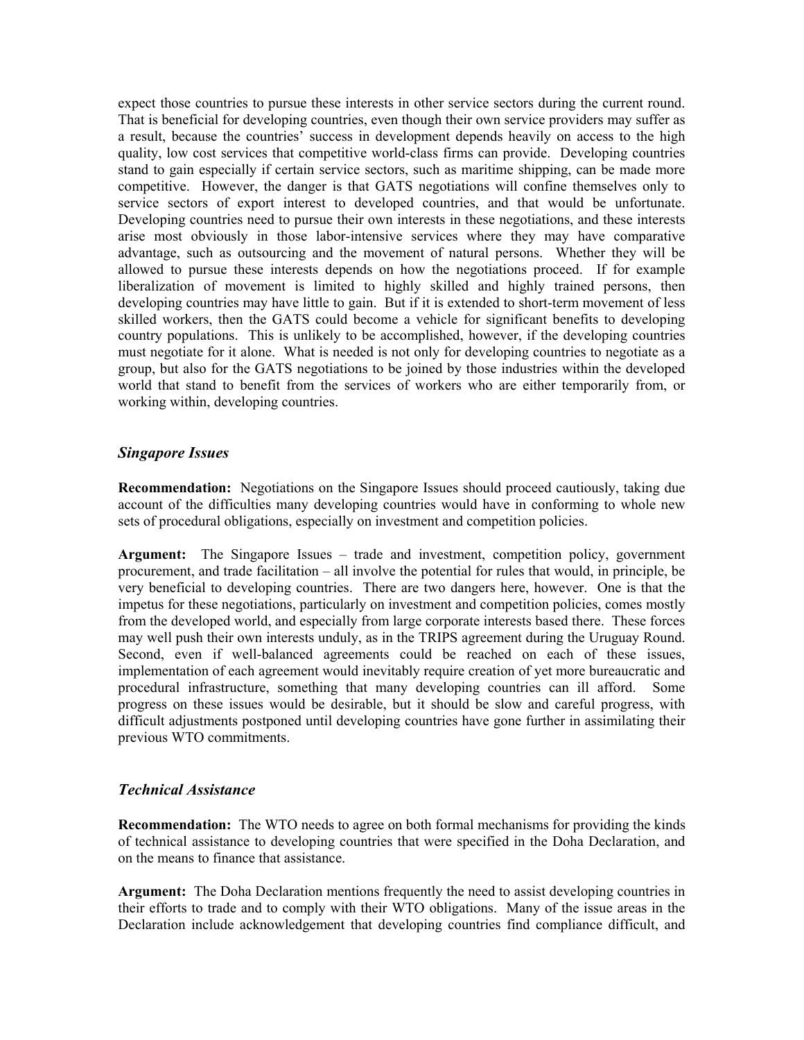expect those countries to pursue these interests in other service sectors during the current round. That is beneficial for developing countries, even though their own service providers may suffer as a result, because the countries' success in development depends heavily on access to the high quality, low cost services that competitive world-class firms can provide. Developing countries stand to gain especially if certain service sectors, such as maritime shipping, can be made more competitive. However, the danger is that GATS negotiations will confine themselves only to service sectors of export interest to developed countries, and that would be unfortunate. Developing countries need to pursue their own interests in these negotiations, and these interests arise most obviously in those labor-intensive services where they may have comparative advantage, such as outsourcing and the movement of natural persons. Whether they will be allowed to pursue these interests depends on how the negotiations proceed. If for example liberalization of movement is limited to highly skilled and highly trained persons, then developing countries may have little to gain. But if it is extended to short-term movement of less skilled workers, then the GATS could become a vehicle for significant benefits to developing country populations. This is unlikely to be accomplished, however, if the developing countries must negotiate for it alone. What is needed is not only for developing countries to negotiate as a group, but also for the GATS negotiations to be joined by those industries within the developed world that stand to benefit from the services of workers who are either temporarily from, or working within, developing countries.

### *Singapore Issues*

**Recommendation:** Negotiations on the Singapore Issues should proceed cautiously, taking due account of the difficulties many developing countries would have in conforming to whole new sets of procedural obligations, especially on investment and competition policies.

**Argument:** The Singapore Issues – trade and investment, competition policy, government procurement, and trade facilitation – all involve the potential for rules that would, in principle, be very beneficial to developing countries. There are two dangers here, however. One is that the impetus for these negotiations, particularly on investment and competition policies, comes mostly from the developed world, and especially from large corporate interests based there. These forces may well push their own interests unduly, as in the TRIPS agreement during the Uruguay Round. Second, even if well-balanced agreements could be reached on each of these issues, implementation of each agreement would inevitably require creation of yet more bureaucratic and procedural infrastructure, something that many developing countries can ill afford. Some progress on these issues would be desirable, but it should be slow and careful progress, with difficult adjustments postponed until developing countries have gone further in assimilating their previous WTO commitments.

### *Technical Assistance*

**Recommendation:** The WTO needs to agree on both formal mechanisms for providing the kinds of technical assistance to developing countries that were specified in the Doha Declaration, and on the means to finance that assistance.

**Argument:** The Doha Declaration mentions frequently the need to assist developing countries in their efforts to trade and to comply with their WTO obligations. Many of the issue areas in the Declaration include acknowledgement that developing countries find compliance difficult, and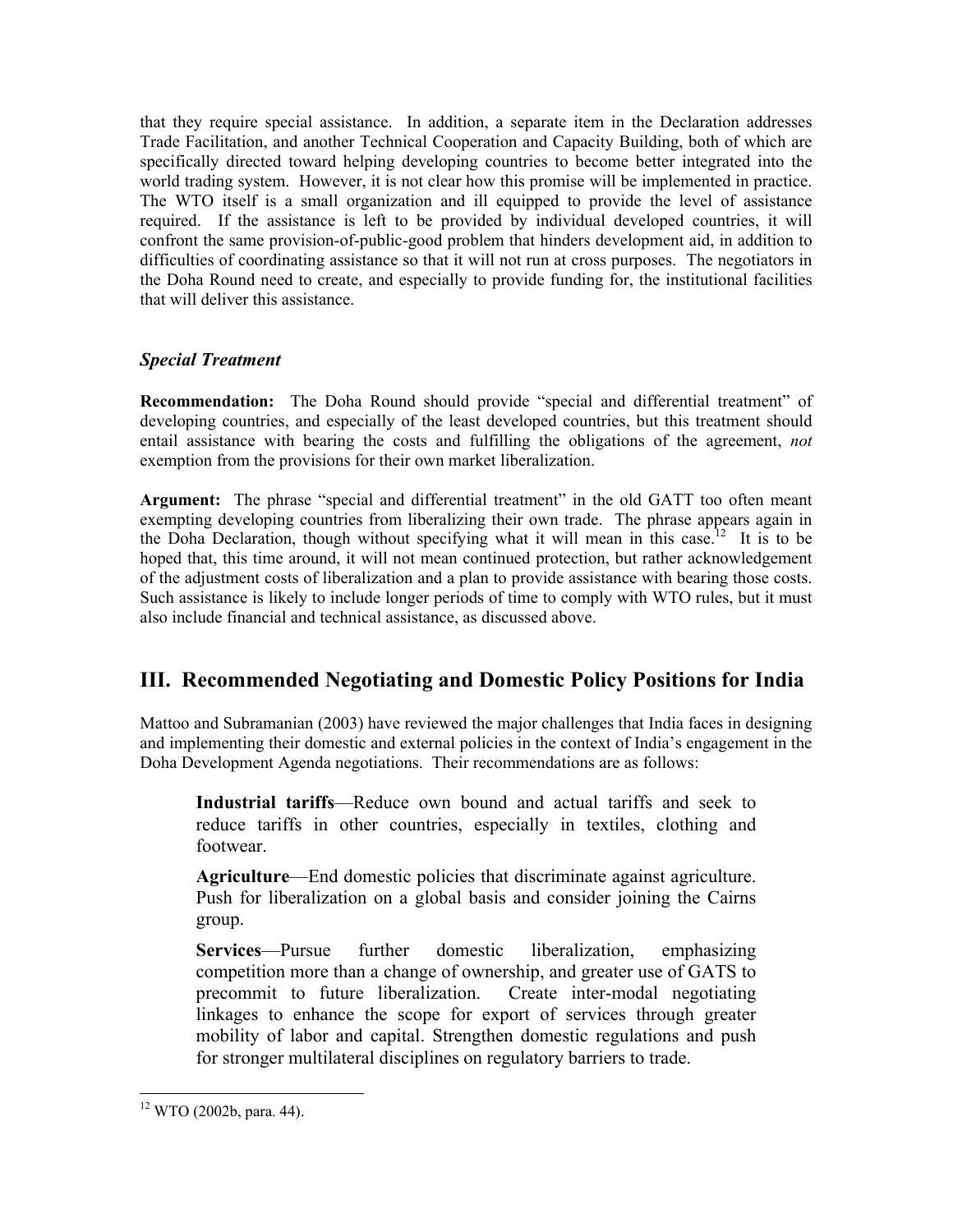that they require special assistance. In addition, a separate item in the Declaration addresses Trade Facilitation, and another Technical Cooperation and Capacity Building, both of which are specifically directed toward helping developing countries to become better integrated into the world trading system. However, it is not clear how this promise will be implemented in practice. The WTO itself is a small organization and ill equipped to provide the level of assistance required. If the assistance is left to be provided by individual developed countries, it will confront the same provision-of-public-good problem that hinders development aid, in addition to difficulties of coordinating assistance so that it will not run at cross purposes. The negotiators in the Doha Round need to create, and especially to provide funding for, the institutional facilities that will deliver this assistance.

### *Special Treatment*

**Recommendation:** The Doha Round should provide "special and differential treatment" of developing countries, and especially of the least developed countries, but this treatment should entail assistance with bearing the costs and fulfilling the obligations of the agreement, *not* exemption from the provisions for their own market liberalization.

**Argument:** The phrase "special and differential treatment" in the old GATT too often meant exempting developing countries from liberalizing their own trade. The phrase appears again in the Doha Declaration, though without specifying what it will mean in this case.[12] It is to be hoped that, this time around, it will not mean continued protection, but rather acknowledgement of the adjustment costs of liberalization and a plan to provide assistance with bearing those costs. Such assistance is likely to include longer periods of time to comply with WTO rules, but it must also include financial and technical assistance, as discussed above.

## III. Recommended Negotiating and Domestic Policy Positions for India

Mattoo and Subramanian (2003) have reviewed the major challenges that India faces in designing and implementing their domestic and external policies in the context of India's engagement in the Doha Development Agenda negotiations. Their recommendations are as follows:

> **Industrial tariffs**—Reduce own bound and actual tariffs and seek to reduce tariffs in other countries, especially in textiles, clothing and footwear.
>
> **Agriculture**—End domestic policies that discriminate against agriculture. Push for liberalization on a global basis and consider joining the Cairns group.
>
> **Services**—Pursue further domestic liberalization, emphasizing competition more than a change of ownership, and greater use of GATS to precommit to future liberalization. Create inter-modal negotiating linkages to enhance the scope for export of services through greater mobility of labor and capital. Strengthen domestic regulations and push for stronger multilateral disciplines on regulatory barriers to trade.

[12] WTO (2002b, para. 44).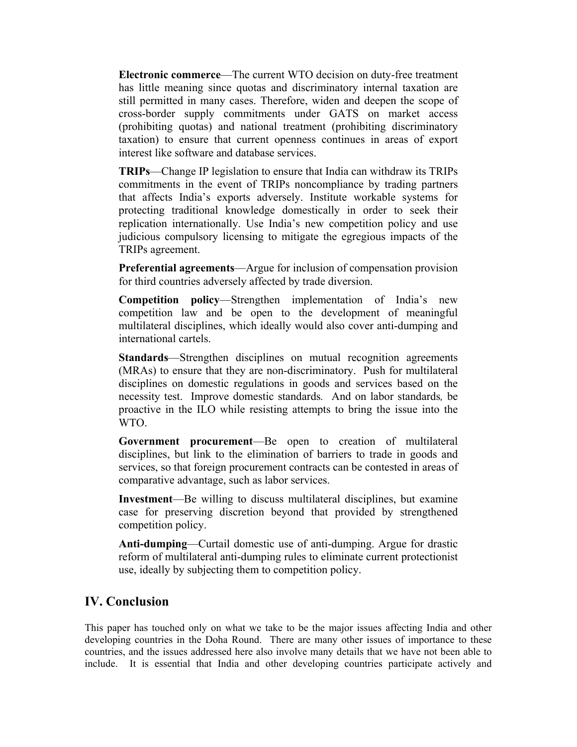**Electronic commerce**—The current WTO decision on duty-free treatment has little meaning since quotas and discriminatory internal taxation are still permitted in many cases. Therefore, widen and deepen the scope of cross-border supply commitments under GATS on market access (prohibiting quotas) and national treatment (prohibiting discriminatory taxation) to ensure that current openness continues in areas of export interest like software and database services.

**TRIPs**—Change IP legislation to ensure that India can withdraw its TRIPs commitments in the event of TRIPs noncompliance by trading partners that affects India's exports adversely. Institute workable systems for protecting traditional knowledge domestically in order to seek their replication internationally. Use India's new competition policy and use judicious compulsory licensing to mitigate the egregious impacts of the TRIPs agreement.

**Preferential agreements**—Argue for inclusion of compensation provision for third countries adversely affected by trade diversion.

**Competition policy**—Strengthen implementation of India's new competition law and be open to the development of meaningful multilateral disciplines, which ideally would also cover anti-dumping and international cartels.

**Standards**—Strengthen disciplines on mutual recognition agreements (MRAs) to ensure that they are non-discriminatory. Push for multilateral disciplines on domestic regulations in goods and services based on the necessity test. Improve domestic standards*.* And on labor standards*,* be proactive in the ILO while resisting attempts to bring the issue into the WTO.

**Government procurement**—Be open to creation of multilateral disciplines, but link to the elimination of barriers to trade in goods and services, so that foreign procurement contracts can be contested in areas of comparative advantage, such as labor services.

**Investment**—Be willing to discuss multilateral disciplines, but examine case for preserving discretion beyond that provided by strengthened competition policy.

**Anti-dumping**—Curtail domestic use of anti-dumping. Argue for drastic reform of multilateral anti-dumping rules to eliminate current protectionist use, ideally by subjecting them to competition policy.

## IV. Conclusion

This paper has touched only on what we take to be the major issues affecting India and other developing countries in the Doha Round. There are many other issues of importance to these countries, and the issues addressed here also involve many details that we have not been able to include. It is essential that India and other developing countries participate actively and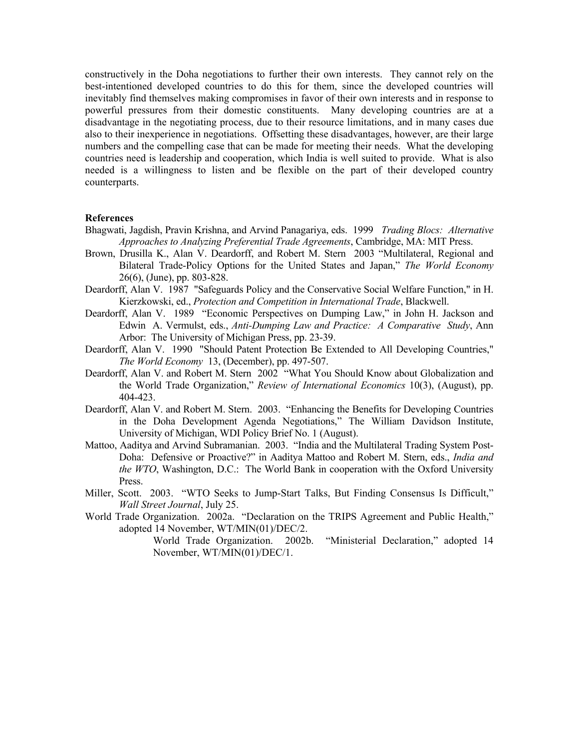constructively in the Doha negotiations to further their own interests. They cannot rely on the best-intentioned developed countries to do this for them, since the developed countries will inevitably find themselves making compromises in favor of their own interests and in response to powerful pressures from their domestic constituents. Many developing countries are at a disadvantage in the negotiating process, due to their resource limitations, and in many cases due also to their inexperience in negotiations. Offsetting these disadvantages, however, are their large numbers and the compelling case that can be made for meeting their needs. What the developing countries need is leadership and cooperation, which India is well suited to provide. What is also needed is a willingness to listen and be flexible on the part of their developed country counterparts.

**References**

Bhagwati, Jagdish, Pravin Krishna, and Arvind Panagariya, eds. 1999 *Trading Blocs: Alternative Approaches to Analyzing Preferential Trade Agreements*, Cambridge, MA: MIT Press.

Brown, Drusilla K., Alan V. Deardorff, and Robert M. Stern 2003 "Multilateral, Regional and Bilateral Trade-Policy Options for the United States and Japan," *The World Economy* 26(6), (June), pp. 803-828.

Deardorff, Alan V. 1987 "Safeguards Policy and the Conservative Social Welfare Function," in H. Kierzkowski, ed., *Protection and Competition in International Trade*, Blackwell.

Deardorff, Alan V. 1989 "Economic Perspectives on Dumping Law," in John H. Jackson and Edwin A. Vermulst, eds., *Anti-Dumping Law and Practice: A Comparative Study*, Ann Arbor: The University of Michigan Press, pp. 23-39.

Deardorff, Alan V. 1990 "Should Patent Protection Be Extended to All Developing Countries," *The World Economy* 13, (December), pp. 497-507.

Deardorff, Alan V. and Robert M. Stern 2002 "What You Should Know about Globalization and the World Trade Organization," *Review of International Economics* 10(3), (August), pp. 404-423.

Deardorff, Alan V. and Robert M. Stern. 2003. "Enhancing the Benefits for Developing Countries in the Doha Development Agenda Negotiations," The William Davidson Institute, University of Michigan, WDI Policy Brief No. 1 (August).

Mattoo, Aaditya and Arvind Subramanian. 2003. "India and the Multilateral Trading System Post-Doha: Defensive or Proactive?" in Aaditya Mattoo and Robert M. Stern, eds., *India and the WTO*, Washington, D.C.: The World Bank in cooperation with the Oxford University Press.

Miller, Scott. 2003. "WTO Seeks to Jump-Start Talks, But Finding Consensus Is Difficult," *Wall Street Journal*, July 25.

World Trade Organization. 2002a. "Declaration on the TRIPS Agreement and Public Health," adopted 14 November, WT/MIN(01)/DEC/2.

World Trade Organization. 2002b. "Ministerial Declaration," adopted 14 November, WT/MIN(01)/DEC/1.